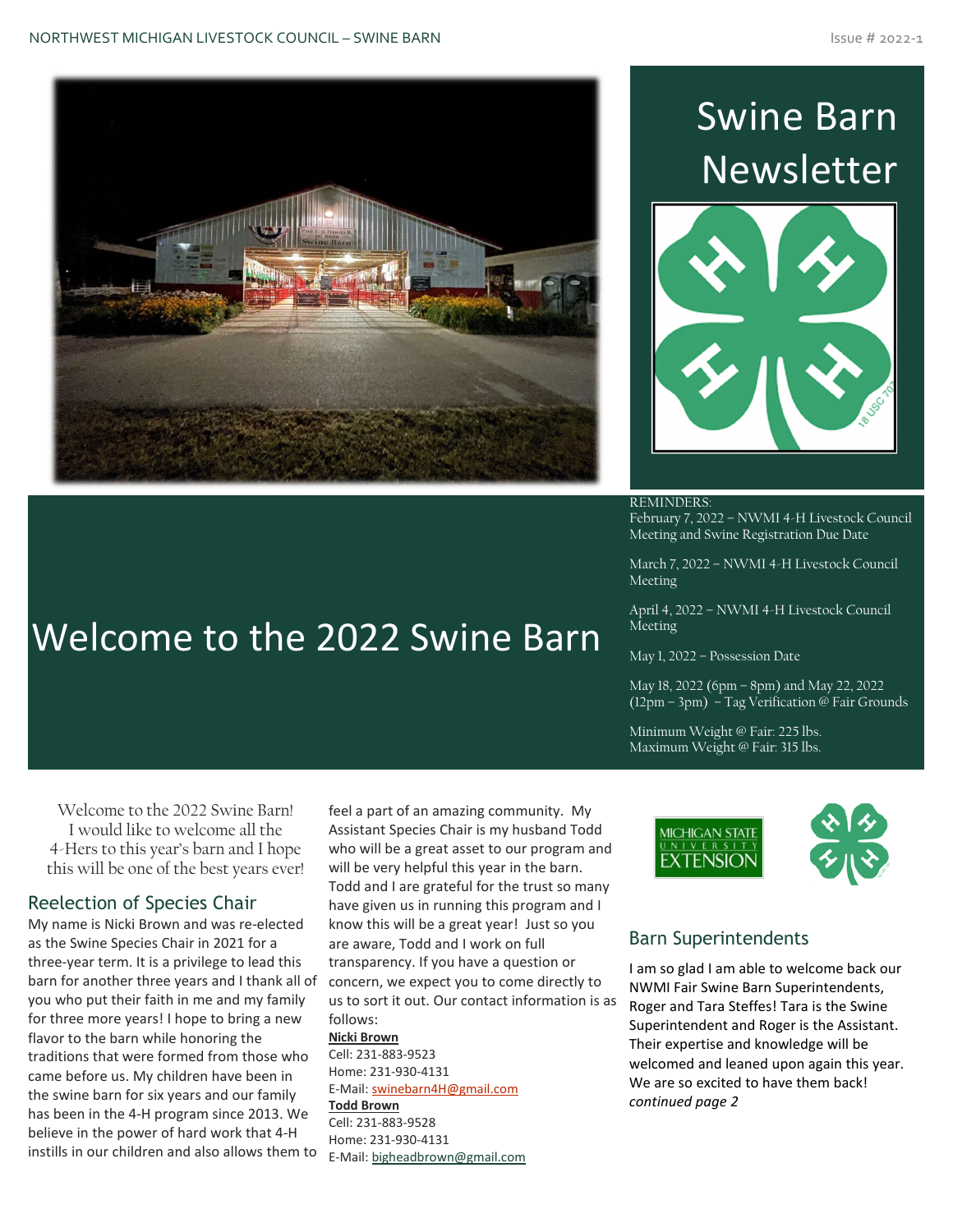# Swine Barn Newsletter

REMINDERS:
February 7, 2022 – NWMI 4-H Livestock Council Meeting and Swine Registration Due Date

March 7, 2022 – NWMI 4-H Livestock Council Meeting

April 4, 2022 – NWMI 4-H Livestock Council Meeting

May 1, 2022 – Possession Date

May 18, 2022 (6pm – 8pm) and May 22, 2022 (12pm – 3pm) – Tag Verification @ Fair Grounds

Minimum Weight @ Fair: 225 lbs.
Maximum Weight @ Fair: 315 lbs.

# Welcome to the 2022 Swine Barn

Welcome to the 2022 Swine Barn! I would like to welcome all the 4-Hers to this year's barn and I hope this will be one of the best years ever!

## Reelection of Species Chair

My name is Nicki Brown and was re-elected as the Swine Species Chair in 2021 for a three-year term. It is a privilege to lead this barn for another three years and I thank all of you who put their faith in me and my family for three more years! I hope to bring a new flavor to the barn while honoring the traditions that were formed from those who came before us. My children have been in the swine barn for six years and our family has been in the 4-H program since 2013. We believe in the power of hard work that 4-H instills in our children and also allows them to feel a part of an amazing community. My Assistant Species Chair is my husband Todd who will be a great asset to our program and will be very helpful this year in the barn. Todd and I are grateful for the trust so many have given us in running this program and I know this will be a great year! Just so you are aware, Todd and I work on full transparency. If you have a question or concern, we expect you to come directly to us to sort it out. Our contact information is as follows:

**Nicki Brown**
Cell: 231-883-9523
Home: 231-930-4131
E-Mail: swinebarn4H@gmail.com

**Todd Brown**
Cell: 231-883-9528
Home: 231-930-4131
E-Mail: bigheadbrown@gmail.com

## Barn Superintendents

I am so glad I am able to welcome back our NWMI Fair Swine Barn Superintendents, Roger and Tara Steffes! Tara is the Swine Superintendent and Roger is the Assistant. Their expertise and knowledge will be welcomed and leaned upon again this year. We are so excited to have them back!

*continued page 2*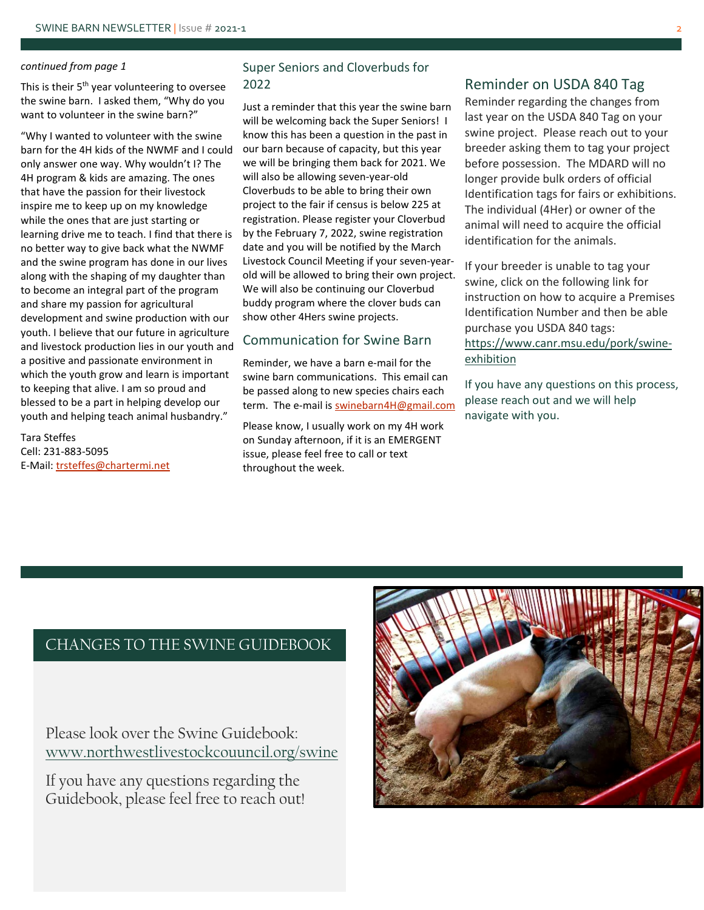*continued from page 1*

This is their 5th year volunteering to oversee the swine barn. I asked them, "Why do you want to volunteer in the swine barn?"

"Why I wanted to volunteer with the swine barn for the 4H kids of the NWMF and I could only answer one way. Why wouldn't I? The 4H program & kids are amazing. The ones that have the passion for their livestock inspire me to keep up on my knowledge while the ones that are just starting or learning drive me to teach. I find that there is no better way to give back what the NWMF and the swine program has done in our lives along with the shaping of my daughter than to become an integral part of the program and share my passion for agricultural development and swine production with our youth. I believe that our future in agriculture and livestock production lies in our youth and a positive and passionate environment in which the youth grow and learn is important to keeping that alive. I am so proud and blessed to be a part in helping develop our youth and helping teach animal husbandry."

Tara Steffes
Cell: 231-883-5095
E-Mail: trsteffes@chartermi.net

## Super Seniors and Cloverbuds for 2022

Just a reminder that this year the swine barn will be welcoming back the Super Seniors! I know this has been a question in the past in our barn because of capacity, but this year we will be bringing them back for 2021. We will also be allowing seven-year-old Cloverbuds to be able to bring their own project to the fair if census is below 225 at registration. Please register your Cloverbud by the February 7, 2022, swine registration date and you will be notified by the March Livestock Council Meeting if your seven-year-old will be allowed to bring their own project. We will also be continuing our Cloverbud buddy program where the clover buds can show other 4Hers swine projects.

## Communication for Swine Barn

Reminder, we have a barn e-mail for the swine barn communications. This email can be passed along to new species chairs each term. The e-mail is swinebarn4H@gmail.com

Please know, I usually work on my 4H work on Sunday afternoon, if it is an EMERGENT issue, please feel free to call or text throughout the week.

## Reminder on USDA 840 Tag

Reminder regarding the changes from last year on the USDA 840 Tag on your swine project. Please reach out to your breeder asking them to tag your project before possession. The MDARD will no longer provide bulk orders of official Identification tags for fairs or exhibitions. The individual (4Her) or owner of the animal will need to acquire the official identification for the animals.

If your breeder is unable to tag your swine, click on the following link for instruction on how to acquire a Premises Identification Number and then be able purchase you USDA 840 tags: https://www.canr.msu.edu/pork/swine-exhibition

If you have any questions on this process, please reach out and we will help navigate with you.

## CHANGES TO THE SWINE GUIDEBOOK

Please look over the Swine Guidebook: www.northwestlivestockcouuncil.org/swine

If you have any questions regarding the Guidebook, please feel free to reach out!